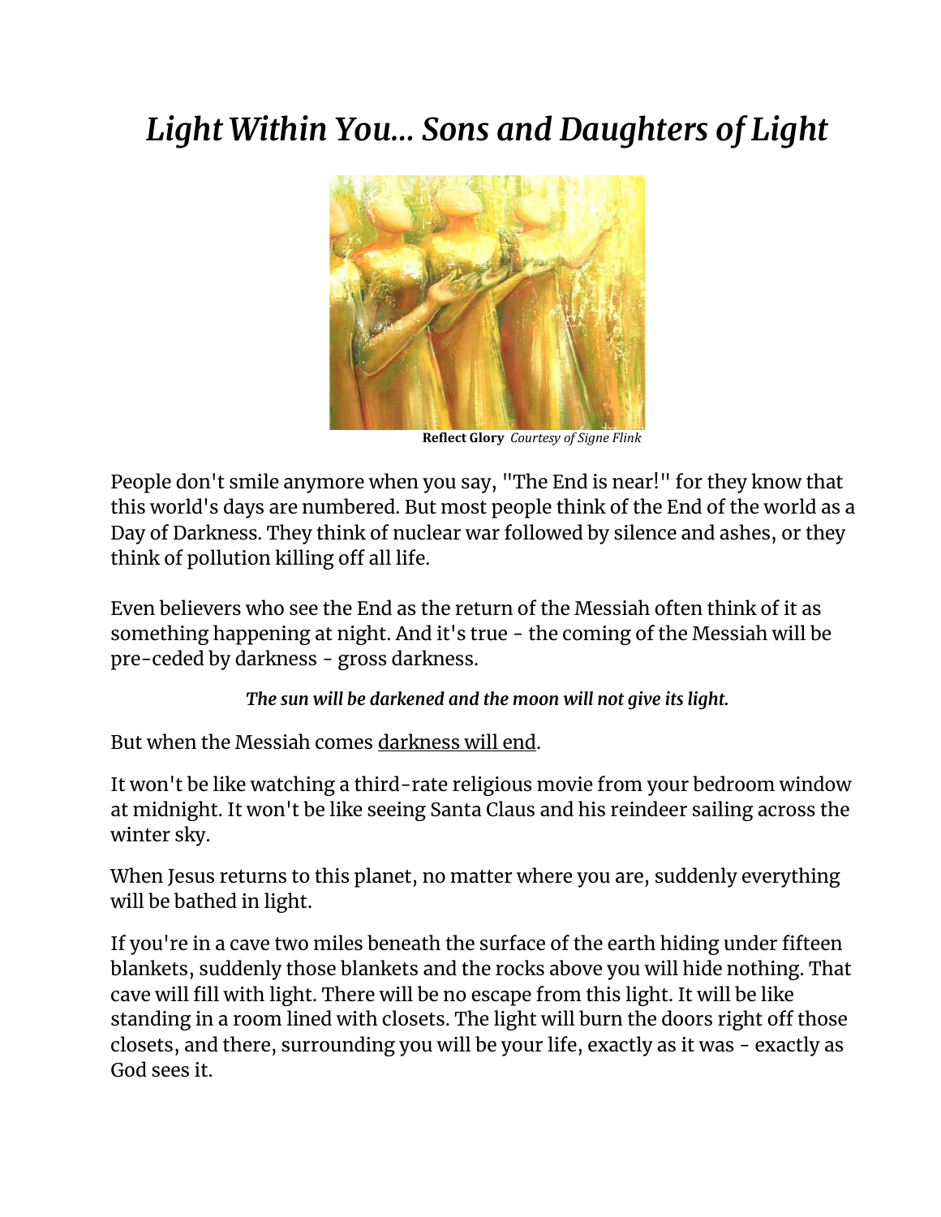# *Light Within You... Sons and Daughters of Light*

**Reflect Glory** *Courtesy of Signe Flink*

People don't smile anymore when you say, "The End is near!" for they know that this world's days are numbered. But most people think of the End of the world as a Day of Darkness. They think of nuclear war followed by silence and ashes, or they think of pollution killing off all life.

Even believers who see the End as the return of the Messiah often think of it as something happening at night. And it's true - the coming of the Messiah will be pre-ceded by darkness - gross darkness.

***The sun will be darkened and the moon will not give its light.***

But when the Messiah comes darkness will end.

It won't be like watching a third-rate religious movie from your bedroom window at midnight. It won't be like seeing Santa Claus and his reindeer sailing across the winter sky.

When Jesus returns to this planet, no matter where you are, suddenly everything will be bathed in light.

If you're in a cave two miles beneath the surface of the earth hiding under fifteen blankets, suddenly those blankets and the rocks above you will hide nothing. That cave will fill with light. There will be no escape from this light. It will be like standing in a room lined with closets. The light will burn the doors right off those closets, and there, surrounding you will be your life, exactly as it was - exactly as God sees it.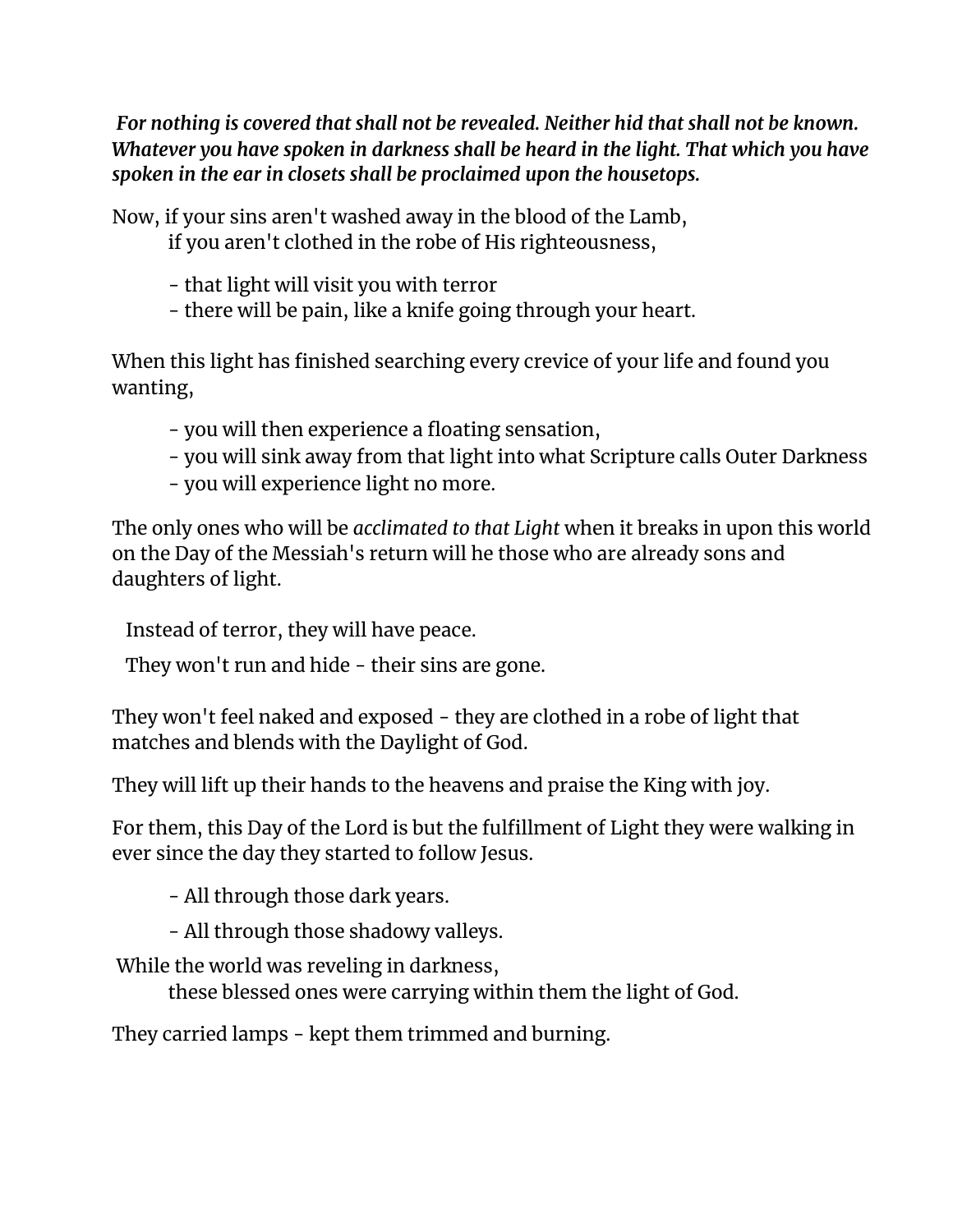*For nothing is covered that shall not be revealed. Neither hid that shall not be known. Whatever you have spoken in darkness shall be heard in the light. That which you have spoken in the ear in closets shall be proclaimed upon the housetops.*

Now, if your sins aren't washed away in the blood of the Lamb,
if you aren't clothed in the robe of His righteousness,

- that light will visit you with terror
- there will be pain, like a knife going through your heart.

When this light has finished searching every crevice of your life and found you wanting,

- you will then experience a floating sensation,
- you will sink away from that light into what Scripture calls Outer Darkness
- you will experience light no more.

The only ones who will be *acclimated to that Light* when it breaks in upon this world on the Day of the Messiah's return will he those who are already sons and daughters of light.

Instead of terror, they will have peace.

They won't run and hide - their sins are gone.

They won't feel naked and exposed - they are clothed in a robe of light that matches and blends with the Daylight of God.

They will lift up their hands to the heavens and praise the King with joy.

For them, this Day of the Lord is but the fulfillment of Light they were walking in ever since the day they started to follow Jesus.

- All through those dark years.
- All through those shadowy valleys.

While the world was reveling in darkness,
these blessed ones were carrying within them the light of God.

They carried lamps - kept them trimmed and burning.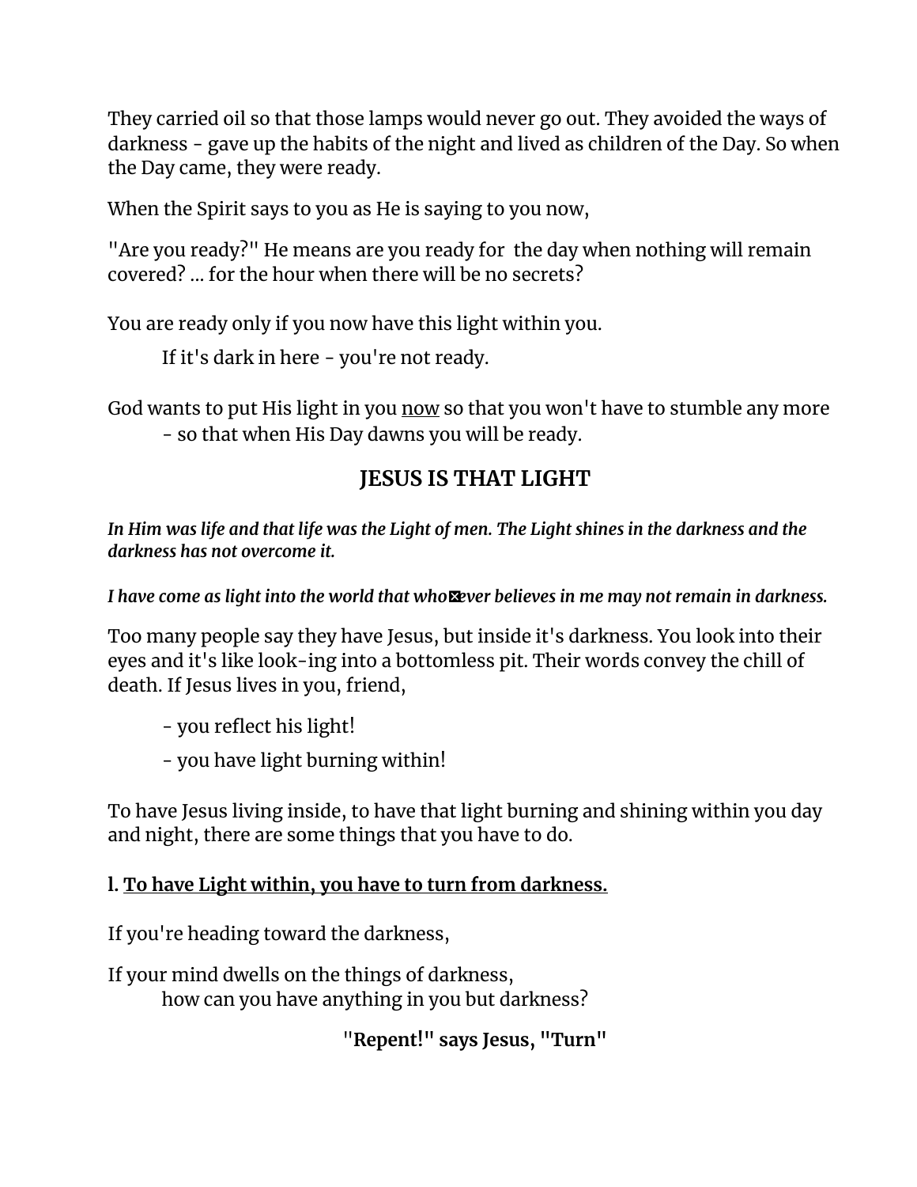They carried oil so that those lamps would never go out. They avoided the ways of darkness - gave up the habits of the night and lived as children of the Day. So when the Day came, they were ready.

When the Spirit says to you as He is saying to you now,

"Are you ready?" He means are you ready for the day when nothing will remain covered? ... for the hour when there will be no secrets?

You are ready only if you now have this light within you.

If it's dark in here - you're not ready.

God wants to put His light in you <u>now</u> so that you won't have to stumble any more - so that when His Day dawns you will be ready.

## JESUS IS THAT LIGHT

***In Him was life and that life was the Light of men. The Light shines in the darkness and the darkness has not overcome it.***

***I have come as light into the world that who�ever believes in me may not remain in darkness.***

Too many people say they have Jesus, but inside it's darkness. You look into their eyes and it's like look-ing into a bottomless pit. Their words convey the chill of death. If Jesus lives in you, friend,

- you reflect his light!
- you have light burning within!

To have Jesus living inside, to have that light burning and shining within you day and night, there are some things that you have to do.

**l. <u>To have Light within, you have to turn from darkness.</u>**

If you're heading toward the darkness,

If your mind dwells on the things of darkness,
how can you have anything in you but darkness?

**"Repent!" says Jesus, "Turn"**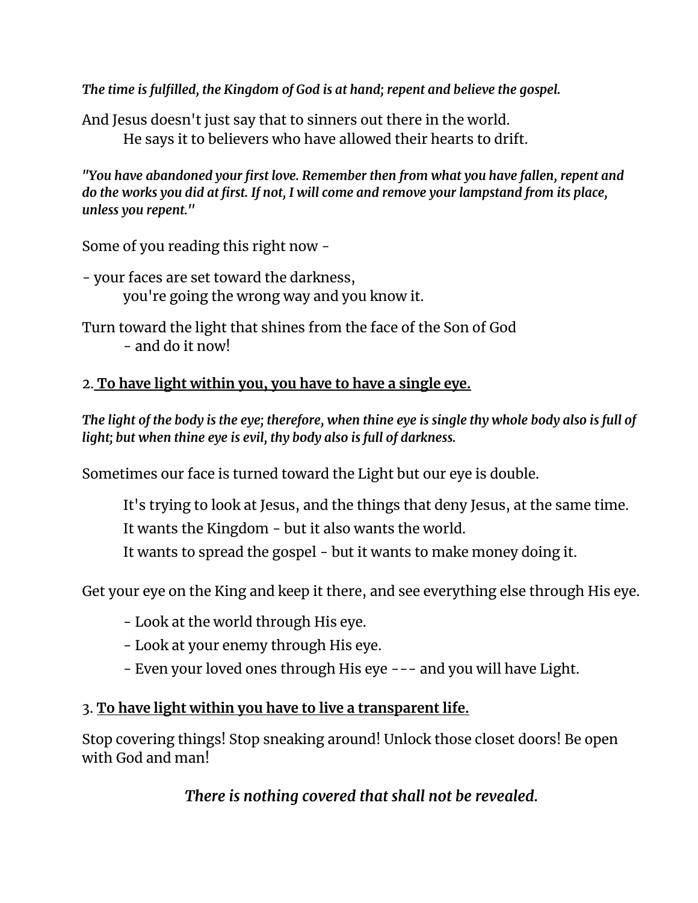***The time is fulfilled, the Kingdom of God is at hand; repent and believe the gospel.***

And Jesus doesn't just say that to sinners out there in the world.
He says it to believers who have allowed their hearts to drift.

***"You have abandoned your first love. Remember then from what you have fallen, repent and do the works you did at first. If not, I will come and remove your lampstand from its place, unless you repent."***

Some of you reading this right now -

- your faces are set toward the darkness,
you're going the wrong way and you know it.

Turn toward the light that shines from the face of the Son of God
- and do it now!

2. **<u>To have light within you, you have to have a single eye.</u>**

***The light of the body is the eye; therefore, when thine eye is single thy whole body also is full of light; but when thine eye is evil, thy body also is full of darkness.***

Sometimes our face is turned toward the Light but our eye is double.

It's trying to look at Jesus, and the things that deny Jesus, at the same time.

It wants the Kingdom - but it also wants the world.

It wants to spread the gospel - but it wants to make money doing it.

Get your eye on the King and keep it there, and see everything else through His eye.

- Look at the world through His eye.
- Look at your enemy through His eye.
- Even your loved ones through His eye --- and you will have Light.

3. **<u>To have light within you have to live a transparent life.</u>**

Stop covering things! Stop sneaking around! Unlock those closet doors! Be open with God and man!

***There is nothing covered that shall not be revealed.***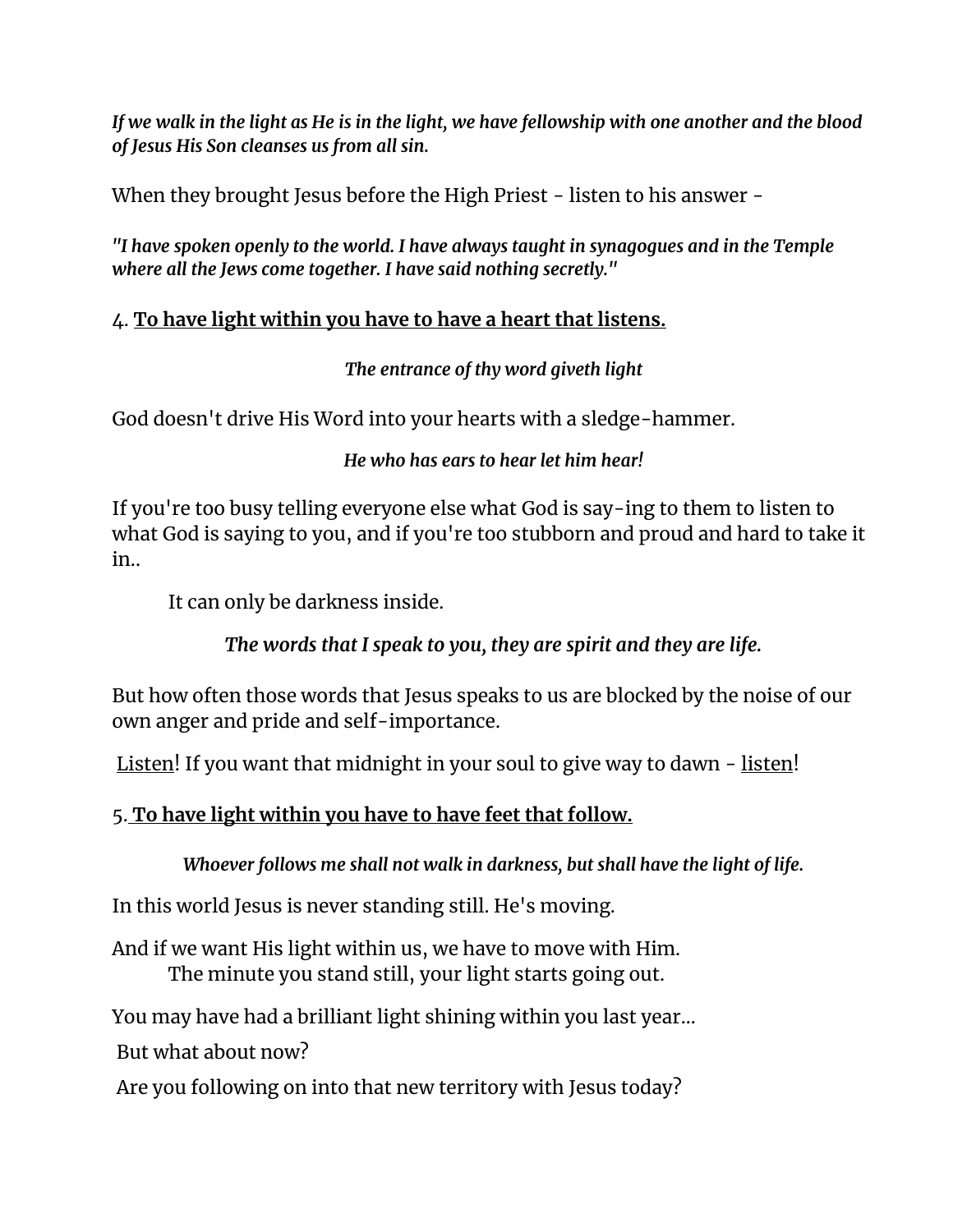*If we walk in the light as He is in the light, we have fellowship with one another and the blood of Jesus His Son cleanses us from all sin.*

When they brought Jesus before the High Priest - listen to his answer -

*"I have spoken openly to the world. I have always taught in synagogues and in the Temple where all the Jews come together. I have said nothing secretly."*

4. **To have light within you have to have a heart that listens.**

*The entrance of thy word giveth light*

God doesn't drive His Word into your hearts with a sledge-hammer.

*He who has ears to hear let him hear!*

If you're too busy telling everyone else what God is say-ing to them to listen to what God is saying to you, and if you're too stubborn and proud and hard to take it in..

It can only be darkness inside.

*The words that I speak to you, they are spirit and they are life.*

But how often those words that Jesus speaks to us are blocked by the noise of our own anger and pride and self-importance.

Listen! If you want that midnight in your soul to give way to dawn - listen!

5. **To have light within you have to have feet that follow.**

*Whoever follows me shall not walk in darkness, but shall have the light of life.*

In this world Jesus is never standing still. He's moving.

And if we want His light within us, we have to move with Him.
The minute you stand still, your light starts going out.

You may have had a brilliant light shining within you last year...

But what about now?

Are you following on into that new territory with Jesus today?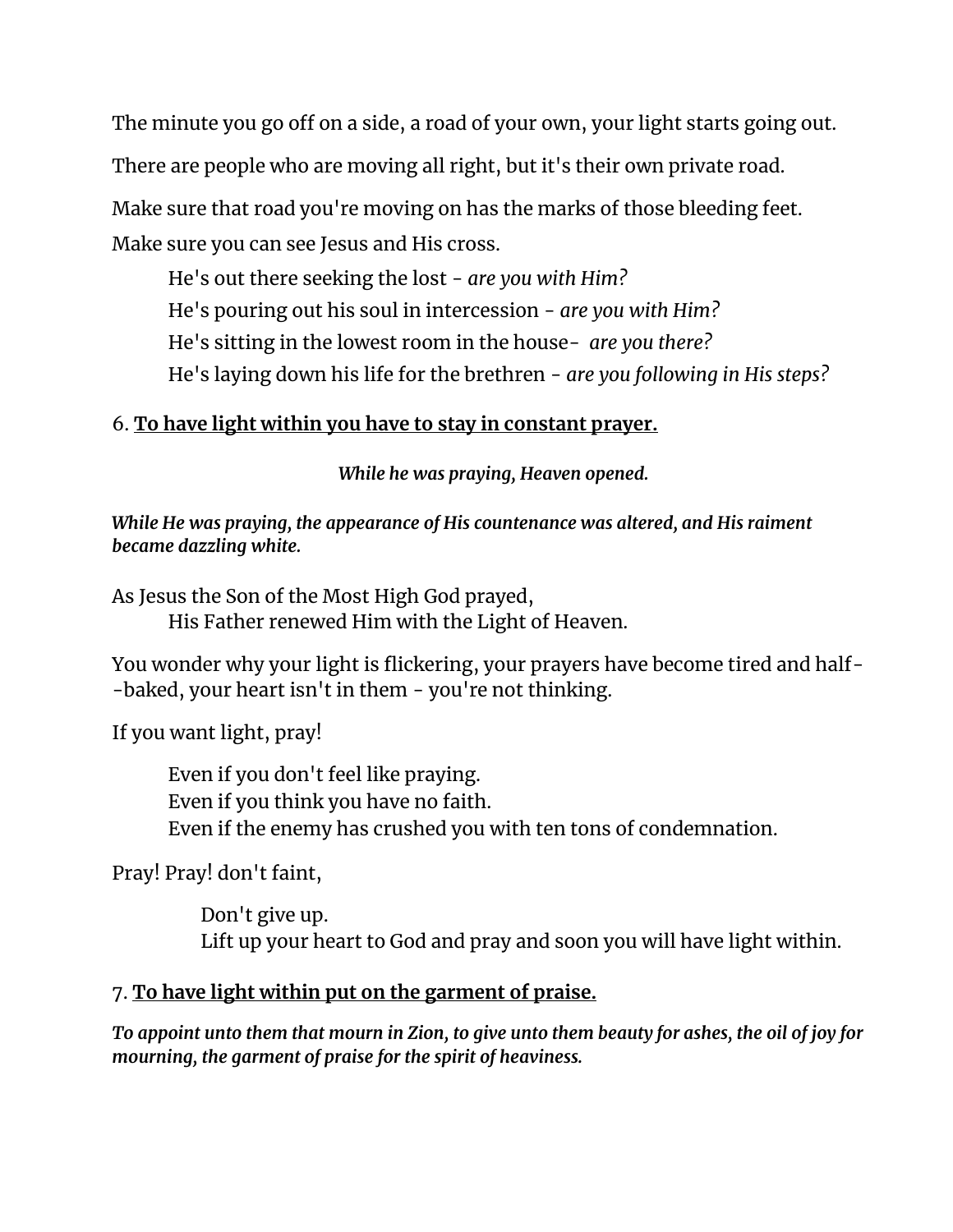The minute you go off on a side, a road of your own, your light starts going out.

There are people who are moving all right, but it's their own private road.

Make sure that road you're moving on has the marks of those bleeding feet.

Make sure you can see Jesus and His cross.

> He's out there seeking the lost - *are you with Him?*
> He's pouring out his soul in intercession - *are you with Him?*
> He's sitting in the lowest room in the house- *are you there?*
> He's laying down his life for the brethren - *are you following in His steps?*

6. **To have light within you have to stay in constant prayer.**

***While he was praying, Heaven opened.***

***While He was praying, the appearance of His countenance was altered, and His raiment became dazzling white.***

As Jesus the Son of the Most High God prayed,
His Father renewed Him with the Light of Heaven.

You wonder why your light is flickering, your prayers have become tired and half--baked, your heart isn't in them - you're not thinking.

If you want light, pray!

> Even if you don't feel like praying.
> Even if you think you have no faith.
> Even if the enemy has crushed you with ten tons of condemnation.

Pray! Pray! don't faint,

> Don't give up.
> Lift up your heart to God and pray and soon you will have light within.

7. **To have light within put on the garment of praise.**

***To appoint unto them that mourn in Zion, to give unto them beauty for ashes, the oil of joy for mourning, the garment of praise for the spirit of heaviness.***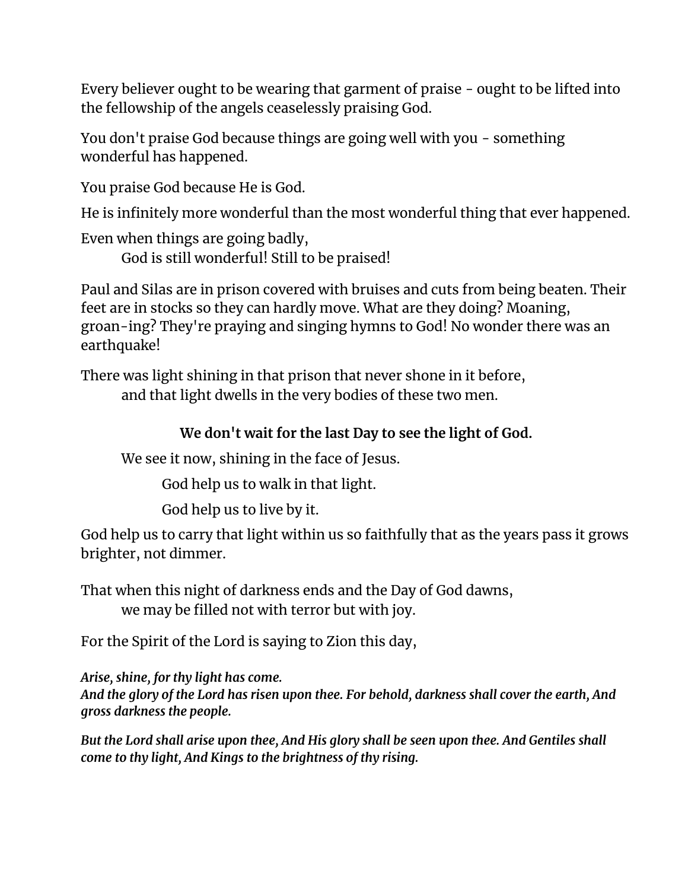Every believer ought to be wearing that garment of praise - ought to be lifted into the fellowship of the angels ceaselessly praising God.

You don't praise God because things are going well with you - something wonderful has happened.

You praise God because He is God.

He is infinitely more wonderful than the most wonderful thing that ever happened.

Even when things are going badly,
God is still wonderful! Still to be praised!

Paul and Silas are in prison covered with bruises and cuts from being beaten. Their feet are in stocks so they can hardly move. What are they doing? Moaning, groan-ing? They're praying and singing hymns to God! No wonder there was an earthquake!

There was light shining in that prison that never shone in it before,
and that light dwells in the very bodies of these two men.

**We don't wait for the last Day to see the light of God.**

We see it now, shining in the face of Jesus.

God help us to walk in that light.

God help us to live by it.

God help us to carry that light within us so faithfully that as the years pass it grows brighter, not dimmer.

That when this night of darkness ends and the Day of God dawns,
we may be filled not with terror but with joy.

For the Spirit of the Lord is saying to Zion this day,

***Arise, shine, for thy light has come.***
***And the glory of the Lord has risen upon thee. For behold, darkness shall cover the earth, And gross darkness the people.***

***But the Lord shall arise upon thee, And His glory shall be seen upon thee. And Gentiles shall come to thy light, And Kings to the brightness of thy rising.***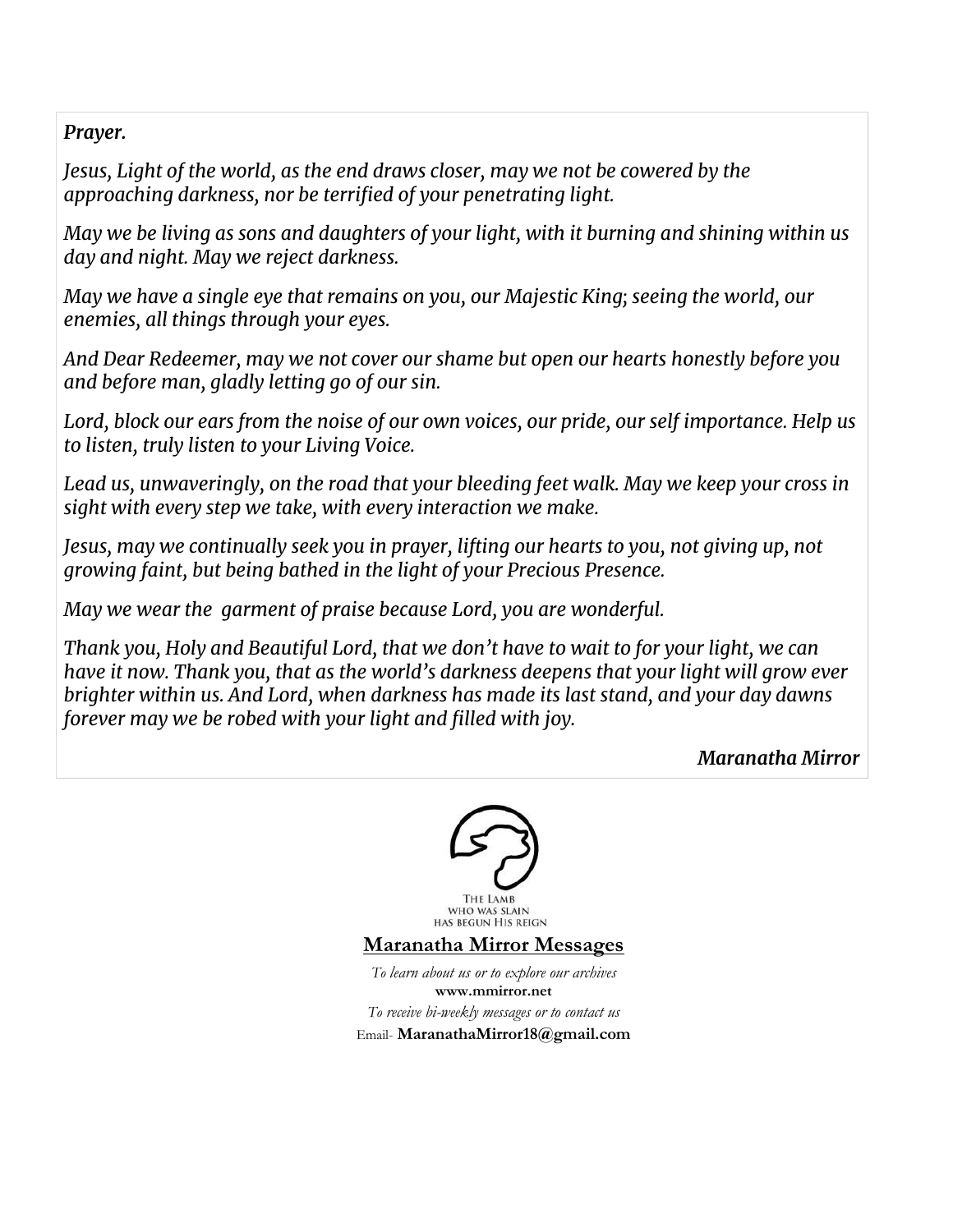***Prayer.***

*Jesus, Light of the world, as the end draws closer, may we not be cowered by the approaching darkness, nor be terrified of your penetrating light.*

*May we be living as sons and daughters of your light, with it burning and shining within us day and night. May we reject darkness.*

*May we have a single eye that remains on you, our Majestic King; seeing the world, our enemies, all things through your eyes.*

*And Dear Redeemer, may we not cover our shame but open our hearts honestly before you and before man, gladly letting go of our sin.*

*Lord, block our ears from the noise of our own voices, our pride, our self importance. Help us to listen, truly listen to your Living Voice.*

*Lead us, unwaveringly, on the road that your bleeding feet walk. May we keep your cross in sight with every step we take, with every interaction we make.*

*Jesus, may we continually seek you in prayer, lifting our hearts to you, not giving up, not growing faint, but being bathed in the light of your Precious Presence.*

*May we wear the garment of praise because Lord, you are wonderful.*

*Thank you, Holy and Beautiful Lord, that we don't have to wait to for your light, we can have it now. Thank you, that as the world's darkness deepens that your light will grow ever brighter within us. And Lord, when darkness has made its last stand, and your day dawns forever may we be robed with your light and filled with joy.*

***Maranatha Mirror***

THE LAMB WHO WAS SLAIN HAS BEGUN HIS REIGN

**Maranatha Mirror Messages**

*To learn about us or to explore our archives*
**www.mmirror.net**
*To receive bi-weekly messages or to contact us*
Email- **MaranathaMirror18@gmail.com**